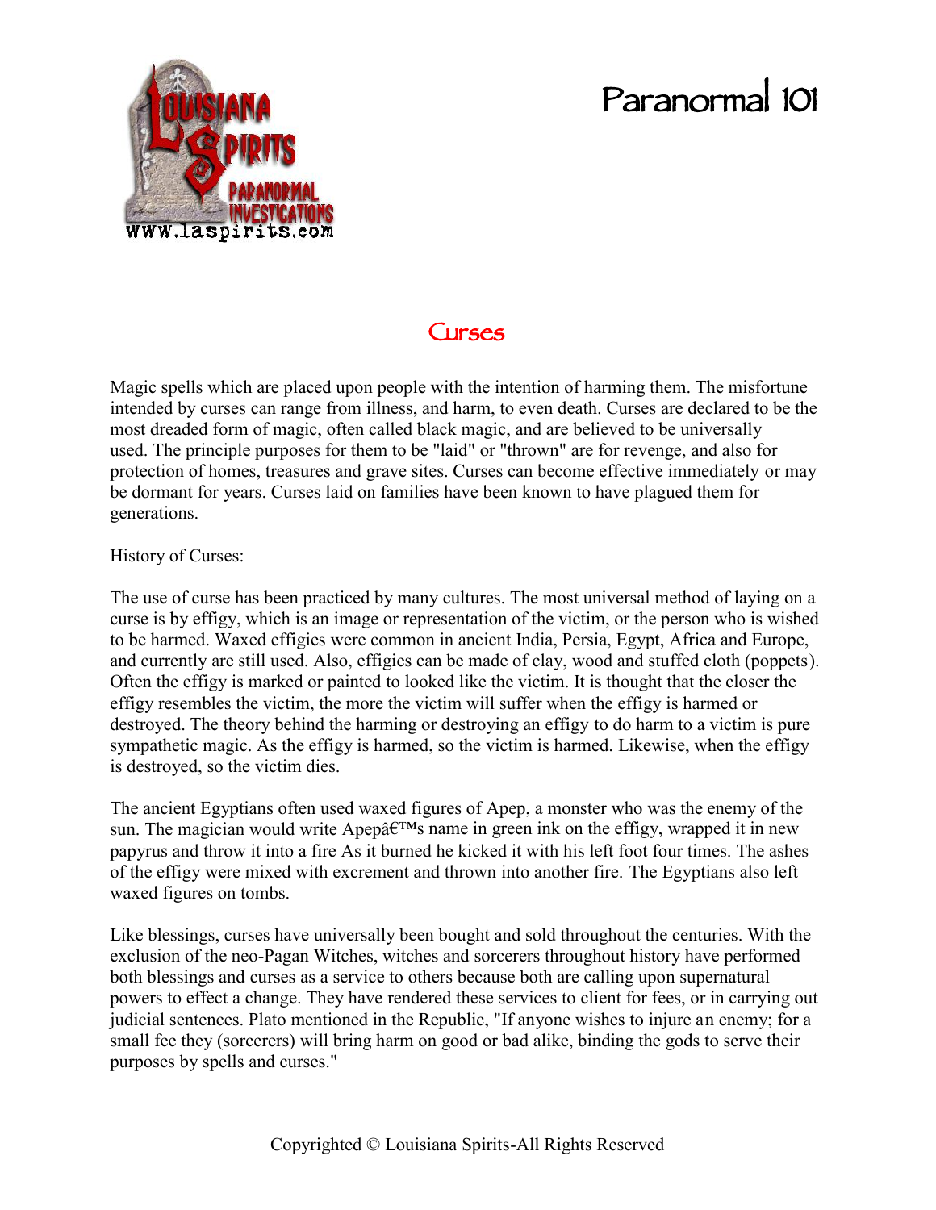# Paranormal 101

## Curses

Magic spells which are placed upon people with the intention of harming them. The misfortune intended by curses can range from illness, and harm, to even death. Curses are declared to be the most dreaded form of magic, often called black magic, and are believed to be universally used. The principle purposes for them to be "laid" or "thrown" are for revenge, and also for protection of homes, treasures and grave sites. Curses can become effective immediately or may be dormant for years. Curses laid on families have been known to have plagued them for generations.

History of Curses:

The use of curse has been practiced by many cultures. The most universal method of laying on a curse is by effigy, which is an image or representation of the victim, or the person who is wished to be harmed. Waxed effigies were common in ancient India, Persia, Egypt, Africa and Europe, and currently are still used. Also, effigies can be made of clay, wood and stuffed cloth (poppets). Often the effigy is marked or painted to looked like the victim. It is thought that the closer the effigy resembles the victim, the more the victim will suffer when the effigy is harmed or destroyed. The theory behind the harming or destroying an effigy to do harm to a victim is pure sympathetic magic. As the effigy is harmed, so the victim is harmed. Likewise, when the effigy is destroyed, so the victim dies.

The ancient Egyptians often used waxed figures of Apep, a monster who was the enemy of the sun. The magician would write Apepâ€™s name in green ink on the effigy, wrapped it in new papyrus and throw it into a fire As it burned he kicked it with his left foot four times. The ashes of the effigy were mixed with excrement and thrown into another fire. The Egyptians also left waxed figures on tombs.

Like blessings, curses have universally been bought and sold throughout the centuries. With the exclusion of the neo-Pagan Witches, witches and sorcerers throughout history have performed both blessings and curses as a service to others because both are calling upon supernatural powers to effect a change. They have rendered these services to client for fees, or in carrying out judicial sentences. Plato mentioned in the Republic, "If anyone wishes to injure an enemy; for a small fee they (sorcerers) will bring harm on good or bad alike, binding the gods to serve their purposes by spells and curses."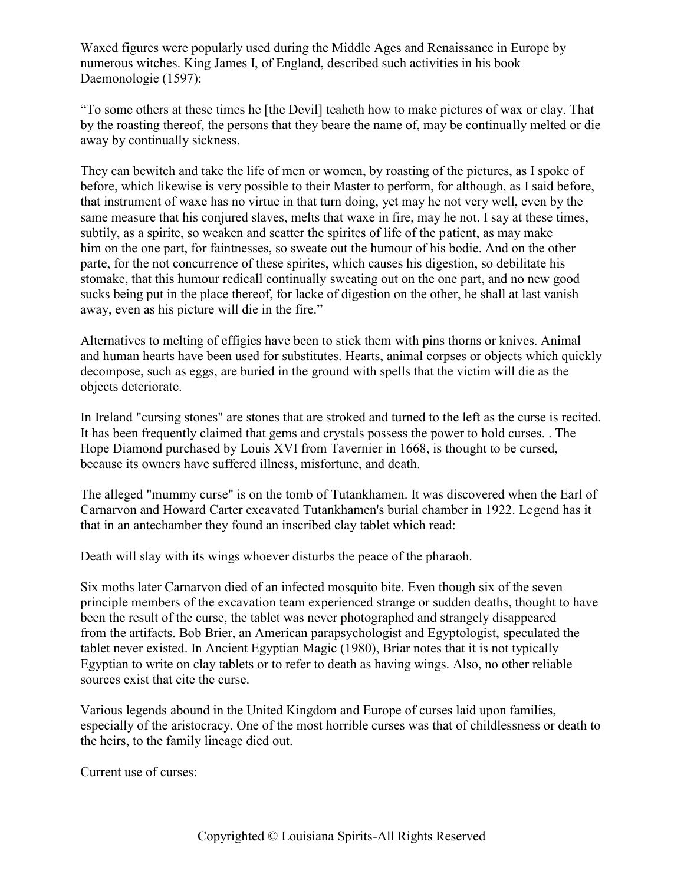Waxed figures were popularly used during the Middle Ages and Renaissance in Europe by numerous witches. King James I, of England, described such activities in his book Daemonologie (1597):

"To some others at these times he [the Devil] teaheth how to make pictures of wax or clay. That by the roasting thereof, the persons that they beare the name of, may be continually melted or die away by continually sickness.

They can bewitch and take the life of men or women, by roasting of the pictures, as I spoke of before, which likewise is very possible to their Master to perform, for although, as I said before, that instrument of waxe has no virtue in that turn doing, yet may he not very well, even by the same measure that his conjured slaves, melts that waxe in fire, may he not. I say at these times, subtily, as a spirite, so weaken and scatter the spirites of life of the patient, as may make him on the one part, for faintnesses, so sweate out the humour of his bodie. And on the other parte, for the not concurrence of these spirites, which causes his digestion, so debilitate his stomake, that this humour redicall continually sweating out on the one part, and no new good sucks being put in the place thereof, for lacke of digestion on the other, he shall at last vanish away, even as his picture will die in the fire."

Alternatives to melting of effigies have been to stick them with pins thorns or knives. Animal and human hearts have been used for substitutes. Hearts, animal corpses or objects which quickly decompose, such as eggs, are buried in the ground with spells that the victim will die as the objects deteriorate.

In Ireland "cursing stones" are stones that are stroked and turned to the left as the curse is recited. It has been frequently claimed that gems and crystals possess the power to hold curses. . The Hope Diamond purchased by Louis XVI from Tavernier in 1668, is thought to be cursed, because its owners have suffered illness, misfortune, and death.

The alleged "mummy curse" is on the tomb of Tutankhamen. It was discovered when the Earl of Carnarvon and Howard Carter excavated Tutankhamen's burial chamber in 1922. Legend has it that in an antechamber they found an inscribed clay tablet which read:

Death will slay with its wings whoever disturbs the peace of the pharaoh.

Six moths later Carnarvon died of an infected mosquito bite. Even though six of the seven principle members of the excavation team experienced strange or sudden deaths, thought to have been the result of the curse, the tablet was never photographed and strangely disappeared from the artifacts. Bob Brier, an American parapsychologist and Egyptologist, speculated the tablet never existed. In Ancient Egyptian Magic (1980), Briar notes that it is not typically Egyptian to write on clay tablets or to refer to death as having wings. Also, no other reliable sources exist that cite the curse.

Various legends abound in the United Kingdom and Europe of curses laid upon families, especially of the aristocracy. One of the most horrible curses was that of childlessness or death to the heirs, to the family lineage died out.

Current use of curses: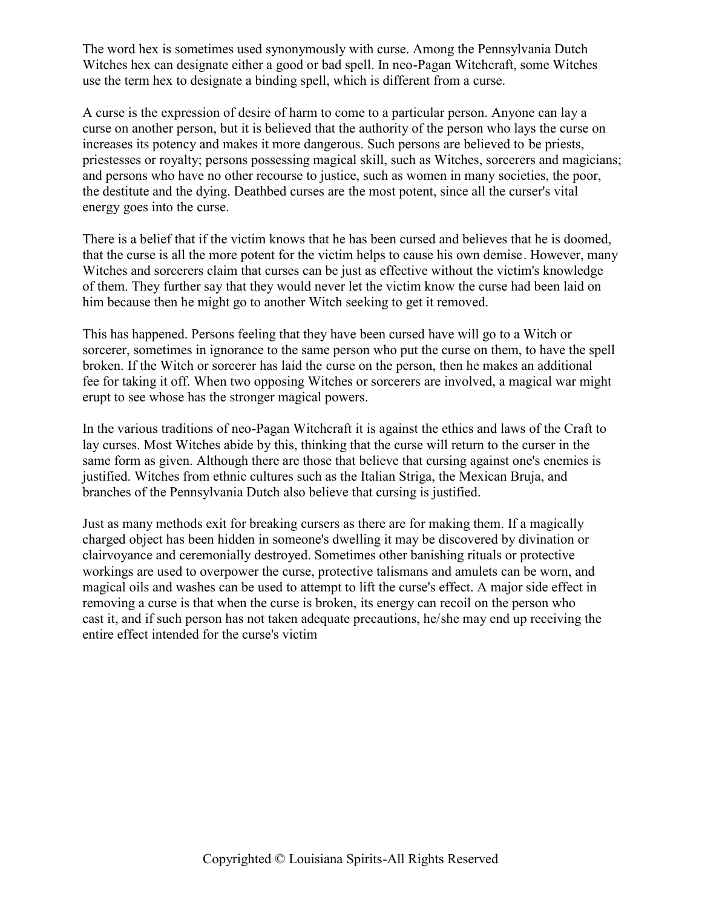The word hex is sometimes used synonymously with curse. Among the Pennsylvania Dutch Witches hex can designate either a good or bad spell. In neo-Pagan Witchcraft, some Witches use the term hex to designate a binding spell, which is different from a curse.

A curse is the expression of desire of harm to come to a particular person. Anyone can lay a curse on another person, but it is believed that the authority of the person who lays the curse on increases its potency and makes it more dangerous. Such persons are believed to be priests, priestesses or royalty; persons possessing magical skill, such as Witches, sorcerers and magicians; and persons who have no other recourse to justice, such as women in many societies, the poor, the destitute and the dying. Deathbed curses are the most potent, since all the curser's vital energy goes into the curse.

There is a belief that if the victim knows that he has been cursed and believes that he is doomed, that the curse is all the more potent for the victim helps to cause his own demise. However, many Witches and sorcerers claim that curses can be just as effective without the victim's knowledge of them. They further say that they would never let the victim know the curse had been laid on him because then he might go to another Witch seeking to get it removed.

This has happened. Persons feeling that they have been cursed have will go to a Witch or sorcerer, sometimes in ignorance to the same person who put the curse on them, to have the spell broken. If the Witch or sorcerer has laid the curse on the person, then he makes an additional fee for taking it off. When two opposing Witches or sorcerers are involved, a magical war might erupt to see whose has the stronger magical powers.

In the various traditions of neo-Pagan Witchcraft it is against the ethics and laws of the Craft to lay curses. Most Witches abide by this, thinking that the curse will return to the curser in the same form as given. Although there are those that believe that cursing against one's enemies is justified. Witches from ethnic cultures such as the Italian Striga, the Mexican Bruja, and branches of the Pennsylvania Dutch also believe that cursing is justified.

Just as many methods exit for breaking cursers as there are for making them. If a magically charged object has been hidden in someone's dwelling it may be discovered by divination or clairvoyance and ceremonially destroyed. Sometimes other banishing rituals or protective workings are used to overpower the curse, protective talismans and amulets can be worn, and magical oils and washes can be used to attempt to lift the curse's effect. A major side effect in removing a curse is that when the curse is broken, its energy can recoil on the person who cast it, and if such person has not taken adequate precautions, he/she may end up receiving the entire effect intended for the curse's victim

Copyrighted © Louisiana Spirits-All Rights Reserved